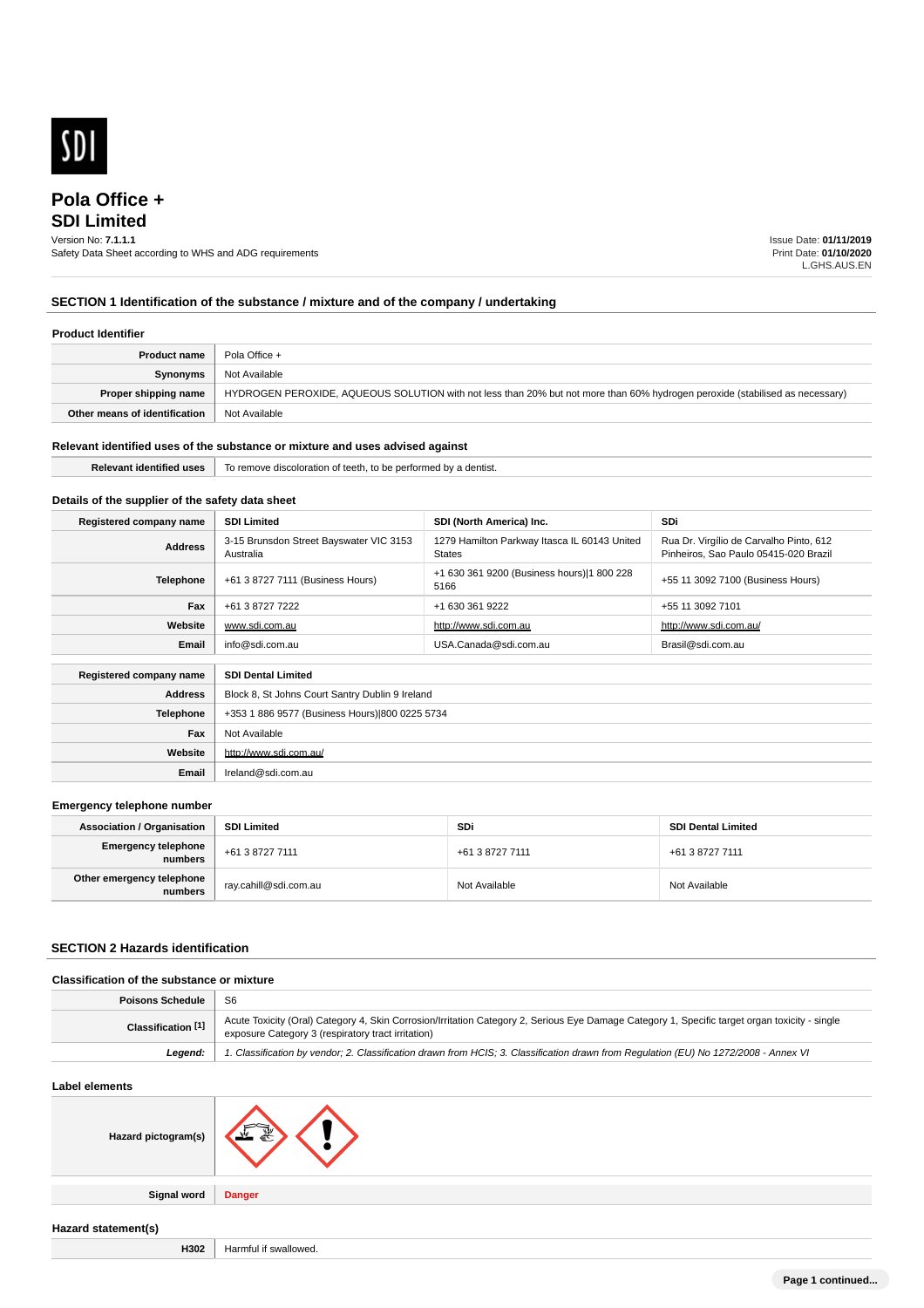# Pola Office +
## SDI Limited

Version No: **7.1.1.1**
Safety Data Sheet according to WHS and ADG requirements

Issue Date: **01/11/2019**
Print Date: **01/10/2020**
L.GHS.AUS.EN

## SECTION 1 Identification of the substance / mixture and of the company / undertaking

### Product Identifier

| | |
|---|---|
| **Product name** | Pola Office + |
| **Synonyms** | Not Available |
| **Proper shipping name** | HYDROGEN PEROXIDE, AQUEOUS SOLUTION with not less than 20% but not more than 60% hydrogen peroxide (stabilised as necessary) |
| **Other means of identification** | Not Available |

### Relevant identified uses of the substance or mixture and uses advised against

| | |
|---|---|
| **Relevant identified uses** | To remove discoloration of teeth, to be performed by a dentist. |

### Details of the supplier of the safety data sheet

| | | | |
|---|---|---|---|
| **Registered company name** | **SDI Limited** | **SDI (North America) Inc.** | **SDi** |
| **Address** | 3-15 Brunsdon Street Bayswater VIC 3153 Australia | 1279 Hamilton Parkway Itasca IL 60143 United States | Rua Dr. Virgílio de Carvalho Pinto, 612 Pinheiros, Sao Paulo 05415-020 Brazil |
| **Telephone** | +61 3 8727 7111 (Business Hours) | +1 630 361 9200 (Business hours)\|1 800 228 5166 | +55 11 3092 7100 (Business Hours) |
| **Fax** | +61 3 8727 7222 | +1 630 361 9222 | +55 11 3092 7101 |
| **Website** | www.sdi.com.au | http://www.sdi.com.au | http://www.sdi.com.au/ |
| **Email** | info@sdi.com.au | USA.Canada@sdi.com.au | Brasil@sdi.com.au |

| | |
|---|---|
| **Registered company name** | **SDI Dental Limited** |
| **Address** | Block 8, St Johns Court Santry Dublin 9 Ireland |
| **Telephone** | +353 1 886 9577 (Business Hours)\|800 0225 5734 |
| **Fax** | Not Available |
| **Website** | http://www.sdi.com.au/ |
| **Email** | Ireland@sdi.com.au |

### Emergency telephone number

| | | | |
|---|---|---|---|
| **Association / Organisation** | **SDI Limited** | **SDi** | **SDI Dental Limited** |
| **Emergency telephone numbers** | +61 3 8727 7111 | +61 3 8727 7111 | +61 3 8727 7111 |
| **Other emergency telephone numbers** | ray.cahill@sdi.com.au | Not Available | Not Available |

## SECTION 2 Hazards identification

### Classification of the substance or mixture

| | |
|---|---|
| **Poisons Schedule** | S6 |
| **Classification [1]** | Acute Toxicity (Oral) Category 4, Skin Corrosion/Irritation Category 2, Serious Eye Damage Category 1, Specific target organ toxicity - single exposure Category 3 (respiratory tract irritation) |
| ***Legend:*** | *1. Classification by vendor; 2. Classification drawn from HCIS; 3. Classification drawn from Regulation (EU) No 1272/2008 - Annex VI* |

### Label elements

| | |
|---|---|
| **Hazard pictogram(s)** | |
| **Signal word** | **Danger** |

### Hazard statement(s)

| | |
|---|---|
| **H302** | Harmful if swallowed. |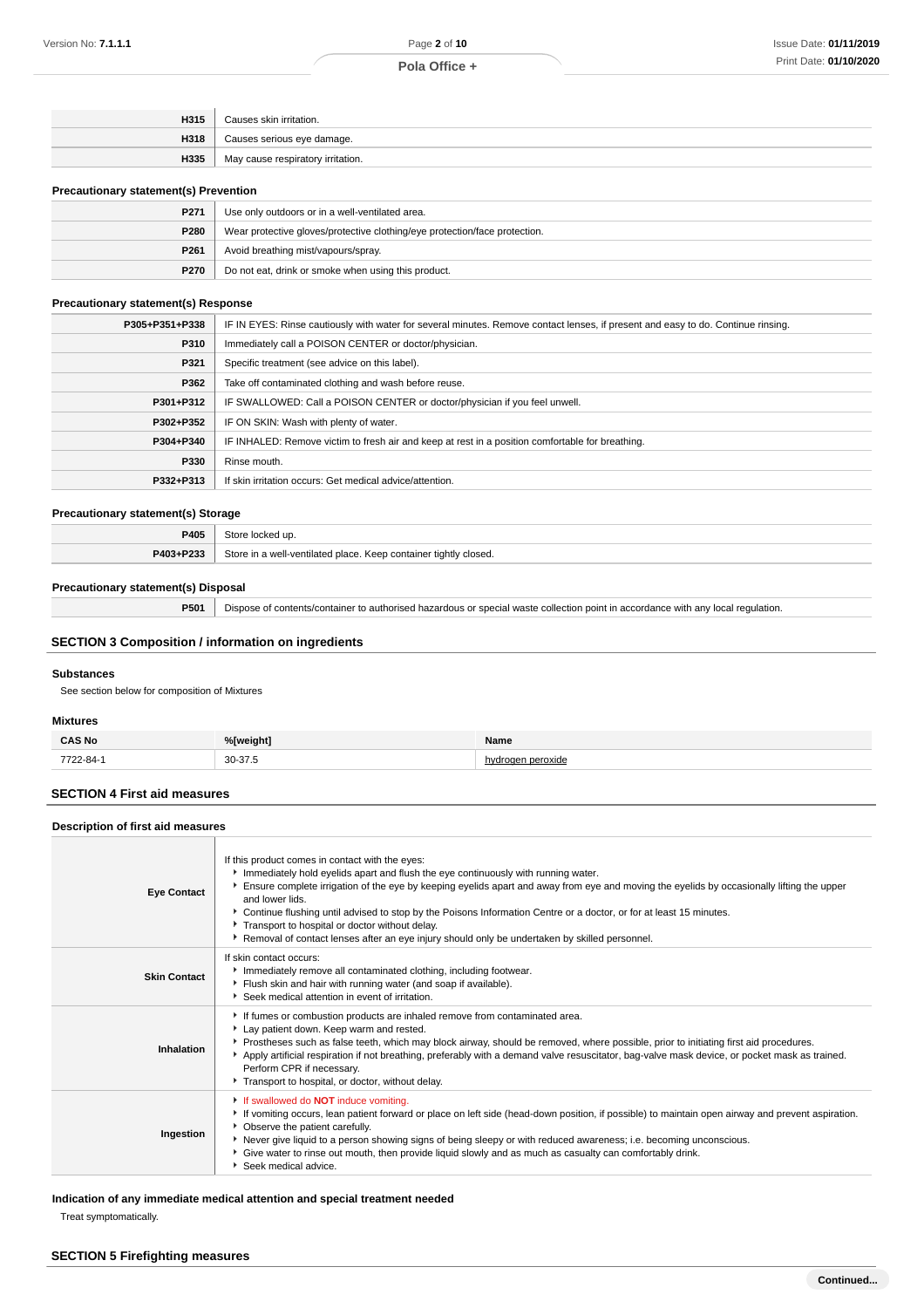| | |
|---|---|
| **H315** | Causes skin irritation. |
| **H318** | Causes serious eye damage. |
| **H335** | May cause respiratory irritation. |

### Precautionary statement(s) Prevention

| | |
|---|---|
| **P271** | Use only outdoors or in a well-ventilated area. |
| **P280** | Wear protective gloves/protective clothing/eye protection/face protection. |
| **P261** | Avoid breathing mist/vapours/spray. |
| **P270** | Do not eat, drink or smoke when using this product. |

### Precautionary statement(s) Response

| | |
|---|---|
| **P305+P351+P338** | IF IN EYES: Rinse cautiously with water for several minutes. Remove contact lenses, if present and easy to do. Continue rinsing. |
| **P310** | Immediately call a POISON CENTER or doctor/physician. |
| **P321** | Specific treatment (see advice on this label). |
| **P362** | Take off contaminated clothing and wash before reuse. |
| **P301+P312** | IF SWALLOWED: Call a POISON CENTER or doctor/physician if you feel unwell. |
| **P302+P352** | IF ON SKIN: Wash with plenty of water. |
| **P304+P340** | IF INHALED: Remove victim to fresh air and keep at rest in a position comfortable for breathing. |
| **P330** | Rinse mouth. |
| **P332+P313** | If skin irritation occurs: Get medical advice/attention. |

### Precautionary statement(s) Storage

| | |
|---|---|
| **P405** | Store locked up. |
| **P403+P233** | Store in a well-ventilated place. Keep container tightly closed. |

### Precautionary statement(s) Disposal

| | |
|---|---|
| **P501** | Dispose of contents/container to authorised hazardous or special waste collection point in accordance with any local regulation. |

## SECTION 3 Composition / information on ingredients

### Substances

See section below for composition of Mixtures

### Mixtures

| CAS No | %[weight] | Name |
|---|---|---|
| 7722-84-1 | 30-37.5 | hydrogen peroxide |

## SECTION 4 First aid measures

### Description of first aid measures

| | |
|---|---|
| **Eye Contact** | If this product comes in contact with the eyes:<br>▸ Immediately hold eyelids apart and flush the eye continuously with running water.<br>▸ Ensure complete irrigation of the eye by keeping eyelids apart and away from eye and moving the eyelids by occasionally lifting the upper and lower lids.<br>▸ Continue flushing until advised to stop by the Poisons Information Centre or a doctor, or for at least 15 minutes.<br>▸ Transport to hospital or doctor without delay.<br>▸ Removal of contact lenses after an eye injury should only be undertaken by skilled personnel. |
| **Skin Contact** | If skin contact occurs:<br>▸ Immediately remove all contaminated clothing, including footwear.<br>▸ Flush skin and hair with running water (and soap if available).<br>▸ Seek medical attention in event of irritation. |
| **Inhalation** | ▸ If fumes or combustion products are inhaled remove from contaminated area.<br>▸ Lay patient down. Keep warm and rested.<br>▸ Prostheses such as false teeth, which may block airway, should be removed, where possible, prior to initiating first aid procedures.<br>▸ Apply artificial respiration if not breathing, preferably with a demand valve resuscitator, bag-valve mask device, or pocket mask as trained. Perform CPR if necessary.<br>▸ Transport to hospital, or doctor, without delay. |
| **Ingestion** | ▸ If swallowed do **NOT** induce vomiting.<br>▸ If vomiting occurs, lean patient forward or place on left side (head-down position, if possible) to maintain open airway and prevent aspiration.<br>▸ Observe the patient carefully.<br>▸ Never give liquid to a person showing signs of being sleepy or with reduced awareness; i.e. becoming unconscious.<br>▸ Give water to rinse out mouth, then provide liquid slowly and as much as casualty can comfortably drink.<br>▸ Seek medical advice. |

### Indication of any immediate medical attention and special treatment needed

Treat symptomatically.

## SECTION 5 Firefighting measures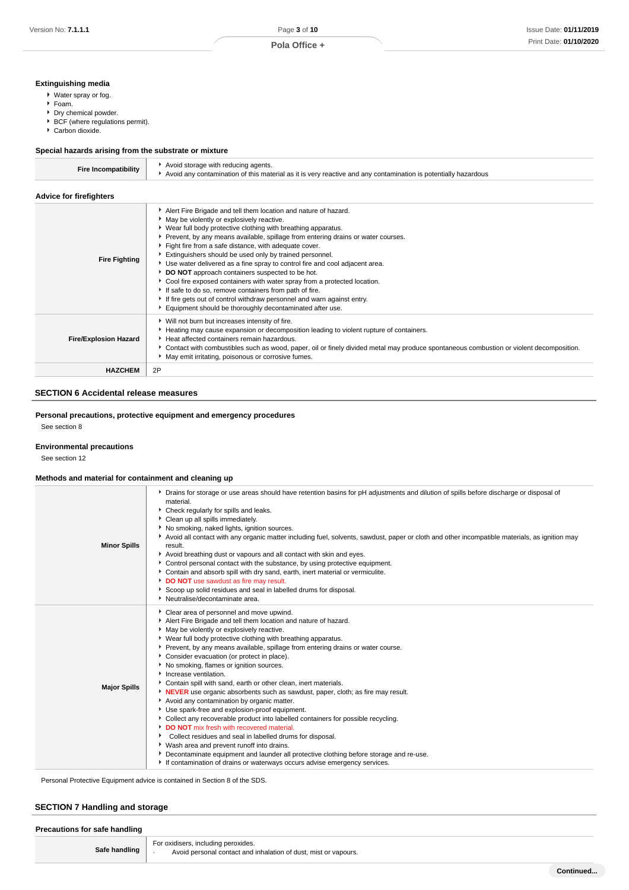**Extinguishing media**

- Water spray or fog.
- Foam.
- Dry chemical powder.
- BCF (where regulations permit).
- Carbon dioxide.

**Special hazards arising from the substrate or mixture**

| | |
|---|---|
| **Fire Incompatibility** | Avoid storage with reducing agents.<br>Avoid any contamination of this material as it is very reactive and any contamination is potentially hazardous |

**Advice for firefighters**

| | |
|---|---|
| **Fire Fighting** | Alert Fire Brigade and tell them location and nature of hazard.<br>May be violently or explosively reactive.<br>Wear full body protective clothing with breathing apparatus.<br>Prevent, by any means available, spillage from entering drains or water courses.<br>Fight fire from a safe distance, with adequate cover.<br>Extinguishers should be used only by trained personnel.<br>Use water delivered as a fine spray to control fire and cool adjacent area.<br>**DO NOT** approach containers suspected to be hot.<br>Cool fire exposed containers with water spray from a protected location.<br>If safe to do so, remove containers from path of fire.<br>If fire gets out of control withdraw personnel and warn against entry.<br>Equipment should be thoroughly decontaminated after use. |
| **Fire/Explosion Hazard** | Will not burn but increases intensity of fire.<br>Heating may cause expansion or decomposition leading to violent rupture of containers.<br>Heat affected containers remain hazardous.<br>Contact with combustibles such as wood, paper, oil or finely divided metal may produce spontaneous combustion or violent decomposition.<br>May emit irritating, poisonous or corrosive fumes. |
| **HAZCHEM** | 2P |

## SECTION 6 Accidental release measures

**Personal precautions, protective equipment and emergency procedures**

See section 8

**Environmental precautions**

See section 12

**Methods and material for containment and cleaning up**

| | |
|---|---|
| **Minor Spills** | Drains for storage or use areas should have retention basins for pH adjustments and dilution of spills before discharge or disposal of material.<br>Check regularly for spills and leaks.<br>Clean up all spills immediately.<br>No smoking, naked lights, ignition sources.<br>Avoid all contact with any organic matter including fuel, solvents, sawdust, paper or cloth and other incompatible materials, as ignition may result.<br>Avoid breathing dust or vapours and all contact with skin and eyes.<br>Control personal contact with the substance, by using protective equipment.<br>Contain and absorb spill with dry sand, earth, inert material or vermiculite.<br>**DO NOT** use sawdust as fire may result.<br>Scoop up solid residues and seal in labelled drums for disposal.<br>Neutralise/decontaminate area. |
| **Major Spills** | Clear area of personnel and move upwind.<br>Alert Fire Brigade and tell them location and nature of hazard.<br>May be violently or explosively reactive.<br>Wear full body protective clothing with breathing apparatus.<br>Prevent, by any means available, spillage from entering drains or water course.<br>Consider evacuation (or protect in place).<br>No smoking, flames or ignition sources.<br>Increase ventilation.<br>Contain spill with sand, earth or other clean, inert materials.<br>**NEVER** use organic absorbents such as sawdust, paper, cloth; as fire may result.<br>Avoid any contamination by organic matter.<br>Use spark-free and explosion-proof equipment.<br>Collect any recoverable product into labelled containers for possible recycling.<br>**DO NOT** mix fresh with recovered material.<br>Collect residues and seal in labelled drums for disposal.<br>Wash area and prevent runoff into drains.<br>Decontaminate equipment and launder all protective clothing before storage and re-use.<br>If contamination of drains or waterways occurs advise emergency services. |

Personal Protective Equipment advice is contained in Section 8 of the SDS.

## SECTION 7 Handling and storage

**Precautions for safe handling**

| | |
|---|---|
| **Safe handling** | For oxidisers, including peroxides.<br>Avoid personal contact and inhalation of dust, mist or vapours. |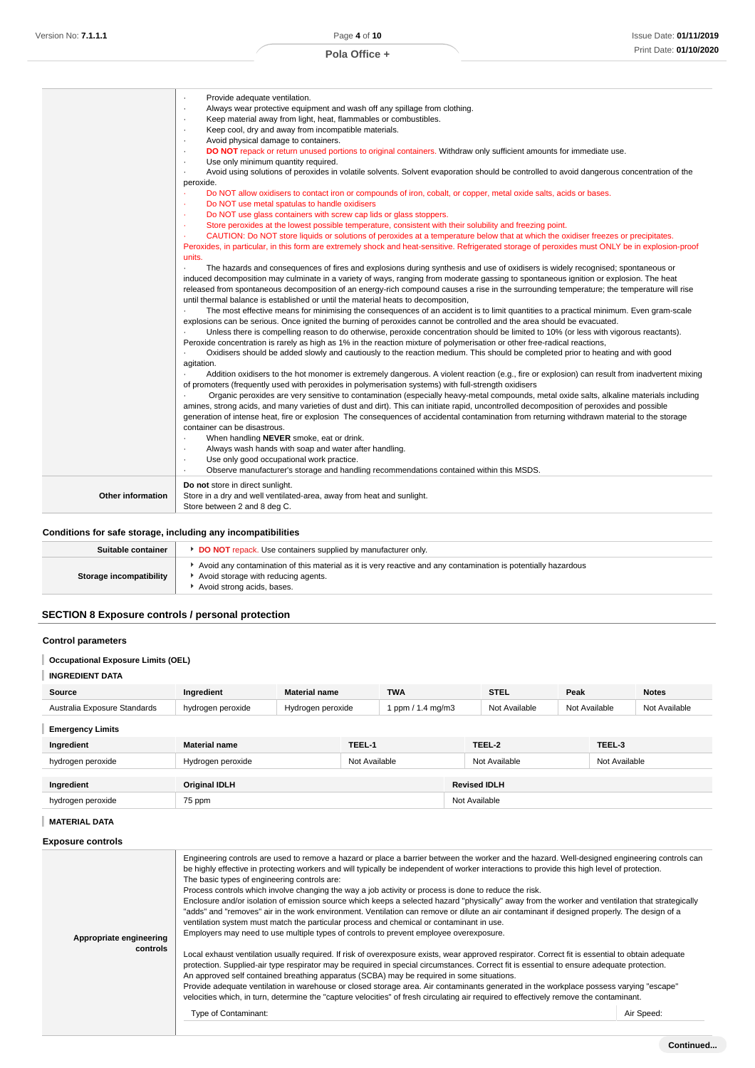| | |
|---|---|
| | · Provide adequate ventilation.<br>· Always wear protective equipment and wash off any spillage from clothing.<br>· Keep material away from light, heat, flammables or combustibles.<br>· Keep cool, dry and away from incompatible materials.<br>· Avoid physical damage to containers.<br>· **DO NOT** repack or return unused portions to original containers. Withdraw only sufficient amounts for immediate use.<br>· Use only minimum quantity required.<br>· Avoid using solutions of peroxides in volatile solvents. Solvent evaporation should be controlled to avoid dangerous concentration of the peroxide.<br>· Do NOT allow oxidisers to contact iron or compounds of iron, cobalt, or copper, metal oxide salts, acids or bases.<br>· Do NOT use metal spatulas to handle oxidisers<br>· Do NOT use glass containers with screw cap lids or glass stoppers.<br>· Store peroxides at the lowest possible temperature, consistent with their solubility and freezing point.<br>· CAUTION: Do NOT store liquids or solutions of peroxides at a temperature below that at which the oxidiser freezes or precipitates. Peroxides, in particular, in this form are extremely shock and heat-sensitive. Refrigerated storage of peroxides must ONLY be in explosion-proof units.<br>· The hazards and consequences of fires and explosions during synthesis and use of oxidisers is widely recognised; spontaneous or induced decomposition may culminate in a variety of ways, ranging from moderate gassing to spontaneous ignition or explosion. The heat released from spontaneous decomposition of an energy-rich compound causes a rise in the surrounding temperature; the temperature will rise until thermal balance is established or until the material heats to decomposition,<br>· The most effective means for minimising the consequences of an accident is to limit quantities to a practical minimum. Even gram-scale explosions can be serious. Once ignited the burning of peroxides cannot be controlled and the area should be evacuated.<br>· Unless there is compelling reason to do otherwise, peroxide concentration should be limited to 10% (or less with vigorous reactants). Peroxide concentration is rarely as high as 1% in the reaction mixture of polymerisation or other free-radical reactions,<br>· Oxidisers should be added slowly and cautiously to the reaction medium. This should be completed prior to heating and with good agitation.<br>· Addition oxidisers to the hot monomer is extremely dangerous. A violent reaction (e.g., fire or explosion) can result from inadvertent mixing of promoters (frequently used with peroxides in polymerisation systems) with full-strength oxidisers<br>· Organic peroxides are very sensitive to contamination (especially heavy-metal compounds, metal oxide salts, alkaline materials including amines, strong acids, and many varieties of dust and dirt). This can initiate rapid, uncontrolled decomposition of peroxides and possible generation of intense heat, fire or explosion The consequences of accidental contamination from returning withdrawn material to the storage container can be disastrous.<br>· When handling **NEVER** smoke, eat or drink.<br>· Always wash hands with soap and water after handling.<br>· Use only good occupational work practice.<br>· Observe manufacturer's storage and handling recommendations contained within this MSDS. |
| **Other information** | **Do not** store in direct sunlight.<br>Store in a dry and well ventilated-area, away from heat and sunlight.<br>Store between 2 and 8 deg C. |

### Conditions for safe storage, including any incompatibilities

| | |
|---|---|
| **Suitable container** | ▸ **DO NOT** repack. Use containers supplied by manufacturer only. |
| **Storage incompatibility** | ▸ Avoid any contamination of this material as it is very reactive and any contamination is potentially hazardous<br>▸ Avoid storage with reducing agents.<br>▸ Avoid strong acids, bases. |

## SECTION 8 Exposure controls / personal protection

### Control parameters

**Occupational Exposure Limits (OEL)**

**INGREDIENT DATA**

| Source | Ingredient | Material name | TWA | STEL | Peak | Notes |
|---|---|---|---|---|---|---|
| Australia Exposure Standards | hydrogen peroxide | Hydrogen peroxide | 1 ppm / 1.4 mg/m3 | Not Available | Not Available | Not Available |

**Emergency Limits**

| Ingredient | Material name | TEEL-1 | TEEL-2 | TEEL-3 |
|---|---|---|---|---|
| hydrogen peroxide | Hydrogen peroxide | Not Available | Not Available | Not Available |

| Ingredient | Original IDLH | Revised IDLH |
|---|---|---|
| hydrogen peroxide | 75 ppm | Not Available |

**MATERIAL DATA**

### Exposure controls

| | |
|---|---|
| **Appropriate engineering controls** | Engineering controls are used to remove a hazard or place a barrier between the worker and the hazard. Well-designed engineering controls can be highly effective in protecting workers and will typically be independent of worker interactions to provide this high level of protection.<br>The basic types of engineering controls are:<br>Process controls which involve changing the way a job activity or process is done to reduce the risk.<br>Enclosure and/or isolation of emission source which keeps a selected hazard "physically" away from the worker and ventilation that strategically "adds" and "removes" air in the work environment. Ventilation can remove or dilute an air contaminant if designed properly. The design of a ventilation system must match the particular process and chemical or contaminant in use.<br>Employers may need to use multiple types of controls to prevent employee overexposure.<br><br>Local exhaust ventilation usually required. If risk of overexposure exists, wear approved respirator. Correct fit is essential to obtain adequate protection. Supplied-air type respirator may be required in special circumstances. Correct fit is essential to ensure adequate protection.<br>An approved self contained breathing apparatus (SCBA) may be required in some situations.<br>Provide adequate ventilation in warehouse or closed storage area. Air contaminants generated in the workplace possess varying "escape" velocities which, in turn, determine the "capture velocities" of fresh circulating air required to effectively remove the contaminant.<br><br>Type of Contaminant: / Air Speed: |

**Continued...**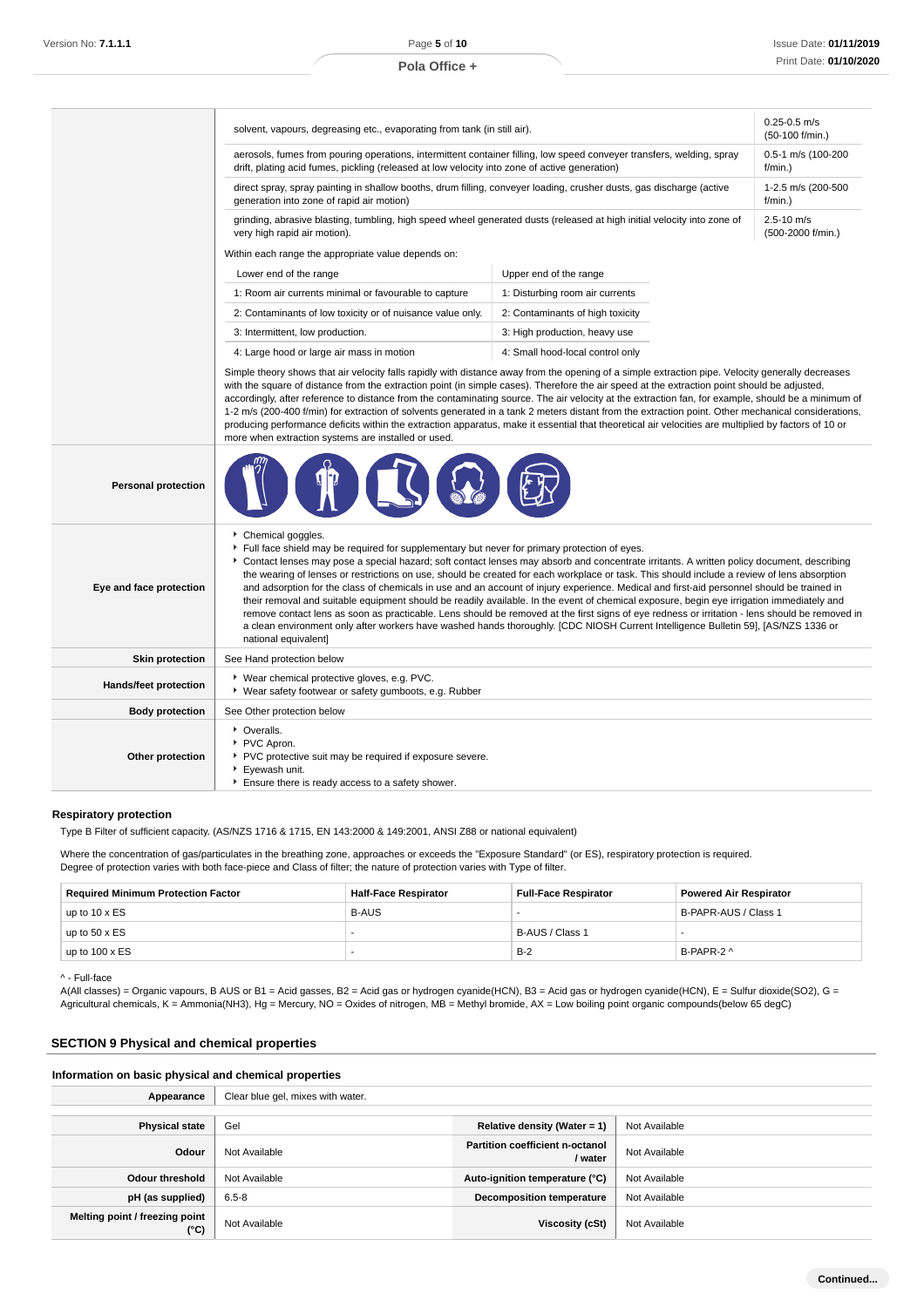| | | |
|---|---|---|
| | solvent, vapours, degreasing etc., evaporating from tank (in still air). | 0.25-0.5 m/s (50-100 f/min.) |
| | aerosols, fumes from pouring operations, intermittent container filling, low speed conveyer transfers, welding, spray drift, plating acid fumes, pickling (released at low velocity into zone of active generation) | 0.5-1 m/s (100-200 f/min.) |
| | direct spray, spray painting in shallow booths, drum filling, conveyer loading, crusher dusts, gas discharge (active generation into zone of rapid air motion) | 1-2.5 m/s (200-500 f/min.) |
| | grinding, abrasive blasting, tumbling, high speed wheel generated dusts (released at high initial velocity into zone of very high rapid air motion). | 2.5-10 m/s (500-2000 f/min.) |

Within each range the appropriate value depends on:

| Lower end of the range | Upper end of the range |
|---|---|
| 1: Room air currents minimal or favourable to capture | 1: Disturbing room air currents |
| 2: Contaminants of low toxicity or of nuisance value only. | 2: Contaminants of high toxicity |
| 3: Intermittent, low production. | 3: High production, heavy use |
| 4: Large hood or large air mass in motion | 4: Small hood-local control only |

Simple theory shows that air velocity falls rapidly with distance away from the opening of a simple extraction pipe. Velocity generally decreases with the square of distance from the extraction point (in simple cases). Therefore the air speed at the extraction point should be adjusted, accordingly, after reference to distance from the contaminating source. The air velocity at the extraction fan, for example, should be a minimum of 1-2 m/s (200-400 f/min) for extraction of solvents generated in a tank 2 meters distant from the extraction point. Other mechanical considerations, producing performance deficits within the extraction apparatus, make it essential that theoretical air velocities are multiplied by factors of 10 or more when extraction systems are installed or used.

| | |
|---|---|
| **Personal protection** | |
| **Eye and face protection** | ▸ Chemical goggles.<br>▸ Full face shield may be required for supplementary but never for primary protection of eyes.<br>▸ Contact lenses may pose a special hazard; soft contact lenses may absorb and concentrate irritants. A written policy document, describing the wearing of lenses or restrictions on use, should be created for each workplace or task. This should include a review of lens absorption and adsorption for the class of chemicals in use and an account of injury experience. Medical and first-aid personnel should be trained in their removal and suitable equipment should be readily available. In the event of chemical exposure, begin eye irrigation immediately and remove contact lens as soon as practicable. Lens should be removed at the first signs of eye redness or irritation - lens should be removed in a clean environment only after workers have washed hands thoroughly. [CDC NIOSH Current Intelligence Bulletin 59], [AS/NZS 1336 or national equivalent] |
| **Skin protection** | See Hand protection below |
| **Hands/feet protection** | ▸ Wear chemical protective gloves, e.g. PVC.<br>▸ Wear safety footwear or safety gumboots, e.g. Rubber |
| **Body protection** | See Other protection below |
| **Other protection** | ▸ Overalls.<br>▸ PVC Apron.<br>▸ PVC protective suit may be required if exposure severe.<br>▸ Eyewash unit.<br>▸ Ensure there is ready access to a safety shower. |

### Respiratory protection

Type B Filter of sufficient capacity. (AS/NZS 1716 & 1715, EN 143:2000 & 149:2001, ANSI Z88 or national equivalent)

Where the concentration of gas/particulates in the breathing zone, approaches or exceeds the "Exposure Standard" (or ES), respiratory protection is required.
Degree of protection varies with both face-piece and Class of filter; the nature of protection varies with Type of filter.

| Required Minimum Protection Factor | Half-Face Respirator | Full-Face Respirator | Powered Air Respirator |
|---|---|---|---|
| up to 10 x ES | B-AUS | - | B-PAPR-AUS / Class 1 |
| up to 50 x ES | - | B-AUS / Class 1 | - |
| up to 100 x ES | - | B-2 | B-PAPR-2 ^ |

^ - Full-face

A(All classes) = Organic vapours, B AUS or B1 = Acid gasses, B2 = Acid gas or hydrogen cyanide(HCN), B3 = Acid gas or hydrogen cyanide(HCN), E = Sulfur dioxide(SO2), G = Agricultural chemicals, K = Ammonia(NH3), Hg = Mercury, NO = Oxides of nitrogen, MB = Methyl bromide, AX = Low boiling point organic compounds(below 65 degC)

## SECTION 9 Physical and chemical properties

### Information on basic physical and chemical properties

| | | | |
|---|---|---|---|
| **Appearance** | Clear blue gel, mixes with water. | | |
| **Physical state** | Gel | **Relative density (Water = 1)** | Not Available |
| **Odour** | Not Available | **Partition coefficient n-octanol / water** | Not Available |
| **Odour threshold** | Not Available | **Auto-ignition temperature (°C)** | Not Available |
| **pH (as supplied)** | 6.5-8 | **Decomposition temperature** | Not Available |
| **Melting point / freezing point (°C)** | Not Available | **Viscosity (cSt)** | Not Available |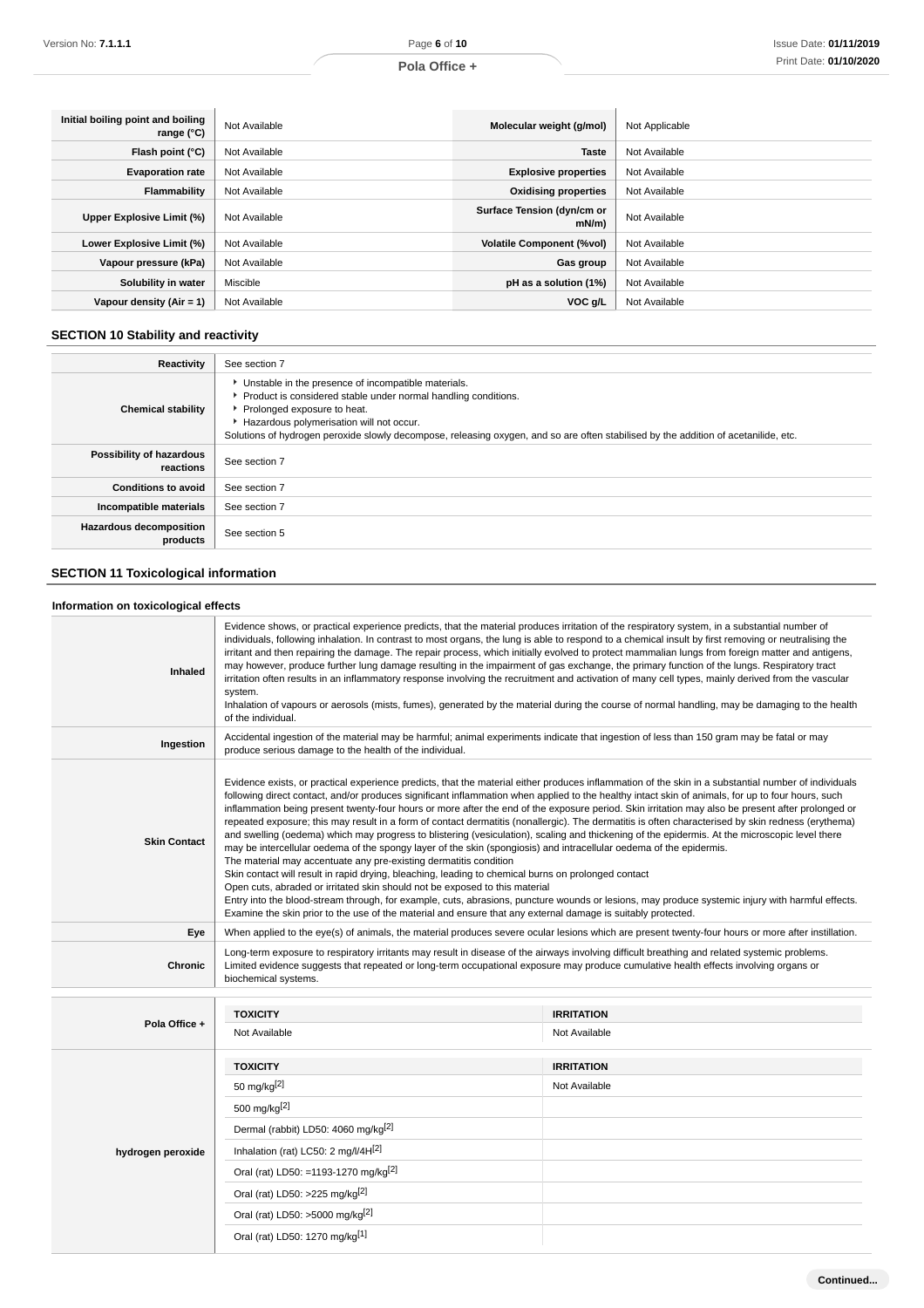| | | | |
|---|---|---|---|
| **Initial boiling point and boiling range (°C)** | Not Available | **Molecular weight (g/mol)** | Not Applicable |
| **Flash point (°C)** | Not Available | **Taste** | Not Available |
| **Evaporation rate** | Not Available | **Explosive properties** | Not Available |
| **Flammability** | Not Available | **Oxidising properties** | Not Available |
| **Upper Explosive Limit (%)** | Not Available | **Surface Tension (dyn/cm or mN/m)** | Not Available |
| **Lower Explosive Limit (%)** | Not Available | **Volatile Component (%vol)** | Not Available |
| **Vapour pressure (kPa)** | Not Available | **Gas group** | Not Available |
| **Solubility in water** | Miscible | **pH as a solution (1%)** | Not Available |
| **Vapour density (Air = 1)** | Not Available | **VOC g/L** | Not Available |

## SECTION 10 Stability and reactivity

| | |
|---|---|
| **Reactivity** | See section 7 |
| **Chemical stability** | ‣ Unstable in the presence of incompatible materials.<br>‣ Product is considered stable under normal handling conditions.<br>‣ Prolonged exposure to heat.<br>‣ Hazardous polymerisation will not occur.<br>Solutions of hydrogen peroxide slowly decompose, releasing oxygen, and so are often stabilised by the addition of acetanilide, etc. |
| **Possibility of hazardous reactions** | See section 7 |
| **Conditions to avoid** | See section 7 |
| **Incompatible materials** | See section 7 |
| **Hazardous decomposition products** | See section 5 |

## SECTION 11 Toxicological information

### Information on toxicological effects

| | |
|---|---|
| **Inhaled** | Evidence shows, or practical experience predicts, that the material produces irritation of the respiratory system, in a substantial number of individuals, following inhalation. In contrast to most organs, the lung is able to respond to a chemical insult by first removing or neutralising the irritant and then repairing the damage. The repair process, which initially evolved to protect mammalian lungs from foreign matter and antigens, may however, produce further lung damage resulting in the impairment of gas exchange, the primary function of the lungs. Respiratory tract irritation often results in an inflammatory response involving the recruitment and activation of many cell types, mainly derived from the vascular system.<br>Inhalation of vapours or aerosols (mists, fumes), generated by the material during the course of normal handling, may be damaging to the health of the individual. |
| **Ingestion** | Accidental ingestion of the material may be harmful; animal experiments indicate that ingestion of less than 150 gram may be fatal or may produce serious damage to the health of the individual. |
| **Skin Contact** | Evidence exists, or practical experience predicts, that the material either produces inflammation of the skin in a substantial number of individuals following direct contact, and/or produces significant inflammation when applied to the healthy intact skin of animals, for up to four hours, such inflammation being present twenty-four hours or more after the end of the exposure period. Skin irritation may also be present after prolonged or repeated exposure; this may result in a form of contact dermatitis (nonallergic). The dermatitis is often characterised by skin redness (erythema) and swelling (oedema) which may progress to blistering (vesiculation), scaling and thickening of the epidermis. At the microscopic level there may be intercellular oedema of the spongy layer of the skin (spongiosis) and intracellular oedema of the epidermis.<br>The material may accentuate any pre-existing dermatitis condition<br>Skin contact will result in rapid drying, bleaching, leading to chemical burns on prolonged contact<br>Open cuts, abraded or irritated skin should not be exposed to this material<br>Entry into the blood-stream through, for example, cuts, abrasions, puncture wounds or lesions, may produce systemic injury with harmful effects. Examine the skin prior to the use of the material and ensure that any external damage is suitably protected. |
| **Eye** | When applied to the eye(s) of animals, the material produces severe ocular lesions which are present twenty-four hours or more after instillation. |
| **Chronic** | Long-term exposure to respiratory irritants may result in disease of the airways involving difficult breathing and related systemic problems.<br>Limited evidence suggests that repeated or long-term occupational exposure may produce cumulative health effects involving organs or biochemical systems. |

| | TOXICITY | IRRITATION |
|---|---|---|
| **Pola Office +** | Not Available | Not Available |
| **hydrogen peroxide** | **TOXICITY** | **IRRITATION** |
| | 50 mg/kg[2] | Not Available |
| | 500 mg/kg[2] | |
| | Dermal (rabbit) LD50: 4060 mg/kg[2] | |
| | Inhalation (rat) LC50: 2 mg/l/4H[2] | |
| | Oral (rat) LD50: =1193-1270 mg/kg[2] | |
| | Oral (rat) LD50: >225 mg/kg[2] | |
| | Oral (rat) LD50: >5000 mg/kg[2] | |
| | Oral (rat) LD50: 1270 mg/kg[1] | |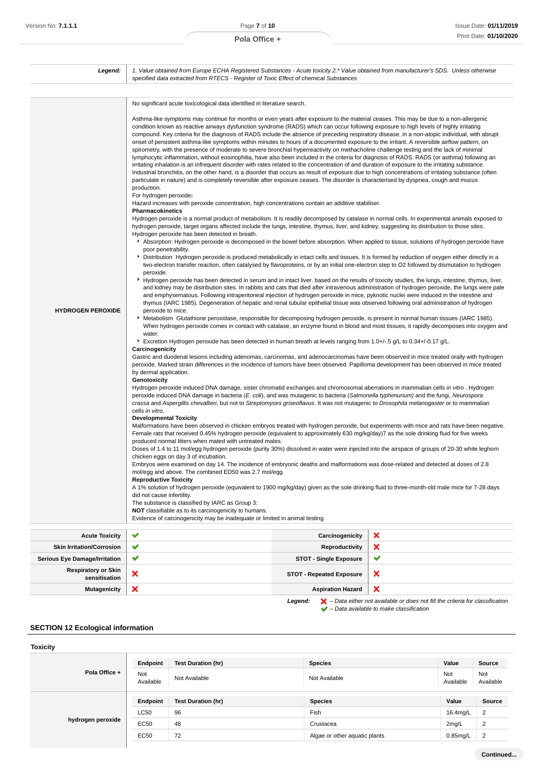| | |
|---|---|
| **Legend:** | *1. Value obtained from Europe ECHA Registered Substances - Acute toxicity 2.\* Value obtained from manufacturer's SDS. Unless otherwise specified data extracted from RTECS - Register of Toxic Effect of chemical Substances* |

| | |
|---|---|
| **HYDROGEN PEROXIDE** | No significant acute toxicological data identified in literature search.<br><br>Asthma-like symptoms may continue for months or even years after exposure to the material ceases. This may be due to a non-allergenic condition known as reactive airways dysfunction syndrome (RADS) which can occur following exposure to high levels of highly irritating compound. Key criteria for the diagnosis of RADS include the absence of preceding respiratory disease, in a non-atopic individual, with abrupt onset of persistent asthma-like symptoms within minutes to hours of a documented exposure to the irritant. A reversible airflow pattern, on spirometry, with the presence of moderate to severe bronchial hyperreactivity on methacholine challenge testing and the lack of minimal lymphocytic inflammation, without eosinophilia, have also been included in the criteria for diagnosis of RADS. RADS (or asthma) following an irritating inhalation is an infrequent disorder with rates related to the concentration of and duration of exposure to the irritating substance. Industrial bronchitis, on the other hand, is a disorder that occurs as result of exposure due to high concentrations of irritating substance (often particulate in nature) and is completely reversible after exposure ceases. The disorder is characterised by dyspnea, cough and mucus production.<br>For hydrogen peroxide**:**<br>Hazard increases with peroxide concentration, high concentrations contain an additive stabiliser.<br>**Pharmacokinetics**<br>Hydrogen peroxide is a normal product of metabolism. It is readily decomposed by catalase in normal cells. In experimental animals exposed to hydrogen peroxide, target organs affected include the lungs, intestine, thymus, liver, and kidney, suggesting its distribution to those sites. Hydrogen peroxide has been detected in breath.<br>‣ Absorption: Hydrogen peroxide is decomposed in the bowel before absorption. When applied to tissue, solutions of hydrogen peroxide have poor penetrability.<br>‣ Distribution Hydrogen peroxide is produced metabolically in intact cells and tissues. It is formed by reduction of oxygen either directly in a two-electron transfer reaction, often catalysed by flavoproteins, or by an initial one-electron step to O2 followed by dismutation to hydrogen peroxide.<br>‣ Hydrogen peroxide has been detected in serum and in intact liver. based on the results of toxicity studies, the lungs, intestine, thymus, liver, and kidney may be distribution sites. In rabbits and cats that died after intravenous administration of hydrogen peroxide, the lungs were pale and emphysematous. Following intraperitoneal injection of hydrogen peroxide in mice, pyknotic nuclei were induced in the intestine and thymus (IARC 1985). Degeneration of hepatic and renal tubular epithelial tissue was observed following oral administration of hydrogen peroxide to mice.<br>‣ Metabolism Glutathione peroxidase, responsible for decomposing hydrogen peroxide, is present in normal human tissues (IARC 1985). When hydrogen peroxide comes in contact with catalase, an enzyme found in blood and most tissues, it rapidly decomposes into oxygen and water.<br>‣ Excretion Hydrogen peroxide has been detected in human breath at levels ranging from 1.0+/-.5 g/L to 0.34+/-0.17 g/L.<br>**Carcinogenicity**<br>Gastric and duodenal lesions including adenomas, carcinomas, and adenocarcinomas have been observed in mice treated orally with hydrogen peroxide. Marked strain differences in the incidence of tumors have been observed. Papilloma development has been observed in mice treated by dermal application.<br>**Genotoxicity**<br>Hydrogen peroxide induced DNA damage, sister chromatid exchanges and chromosomal aberrations in mammalian cells *in vitro* . Hydrogen peroxide induced DNA damage in bacteria (*E. coli*), and was mutagenic to bacteria (*Salmonella typhimurium)* and the fungi, *Neurospora crassa* and *Aspergillis chevallieri*, but not to *Streptomyces griseoflavus*. It was not mutagenic to *Drosophila melanogaster* or to mammalian cells *in vitro*.<br>**Developmental Toxicity**<br>Malformations have been observed in chicken embryos treated with hydrogen peroxide, but experiments with mice and rats have been negative. Female rats that received 0.45% hydrogen peroxide (equivalent to approximately 630 mg/kg/day)7 as the sole drinking fluid for five weeks produced normal litters when mated with untreated males.<br>Doses of 1.4 to 11 mol/egg hydrogen peroxide (purity 30%) dissolved in water were injected into the airspace of groups of 20-30 white leghorn chicken eggs on day 3 of incubation.<br>Embryos were examined on day 14. The incidence of embryonic deaths and malformations was dose-related and detected at doses of 2.8 mol/egg and above. The combined ED50 was 2.7 mol/egg.<br>**Reproductive Toxicity**<br>A 1% solution of hydrogen peroxide (equivalent to 1900 mg/kg/day) given as the sole drinking fluid to three-month-old male mice for 7-28 days did not cause infertility.<br>The substance is classified by IARC as Group 3:<br>**NOT** classifiable as to its carcinogenicity to humans.<br>Evidence of carcinogenicity may be inadequate or limited in animal testing. |

| | | | |
|---|---|---|---|
| **Acute Toxicity** | ✔ | **Carcinogenicity** | ✘ |
| **Skin Irritation/Corrosion** | ✔ | **Reproductivity** | ✘ |
| **Serious Eye Damage/Irritation** | ✔ | **STOT - Single Exposure** | ✔ |
| **Respiratory or Skin sensitisation** | ✘ | **STOT - Repeated Exposure** | ✘ |
| **Mutagenicity** | ✘ | **Aspiration Hazard** | ✘ |

***Legend:*** ✘ *– Data either not available or does not fill the criteria for classification*
✔ *– Data available to make classification*

## SECTION 12 Ecological information

### Toxicity

| | Endpoint | Test Duration (hr) | Species | Value | Source |
|---|---|---|---|---|---|
| **Pola Office +** | Not Available | Not Available | Not Available | Not Available | Not Available |

| | Endpoint | Test Duration (hr) | Species | Value | Source |
|---|---|---|---|---|---|
| **hydrogen peroxide** | LC50 | 96 | Fish | 16.4mg/L | 2 |
| | EC50 | 48 | Crustacea | 2mg/L | 2 |
| | EC50 | 72 | Algae or other aquatic plants | 0.85mg/L | 2 |

**Continued...**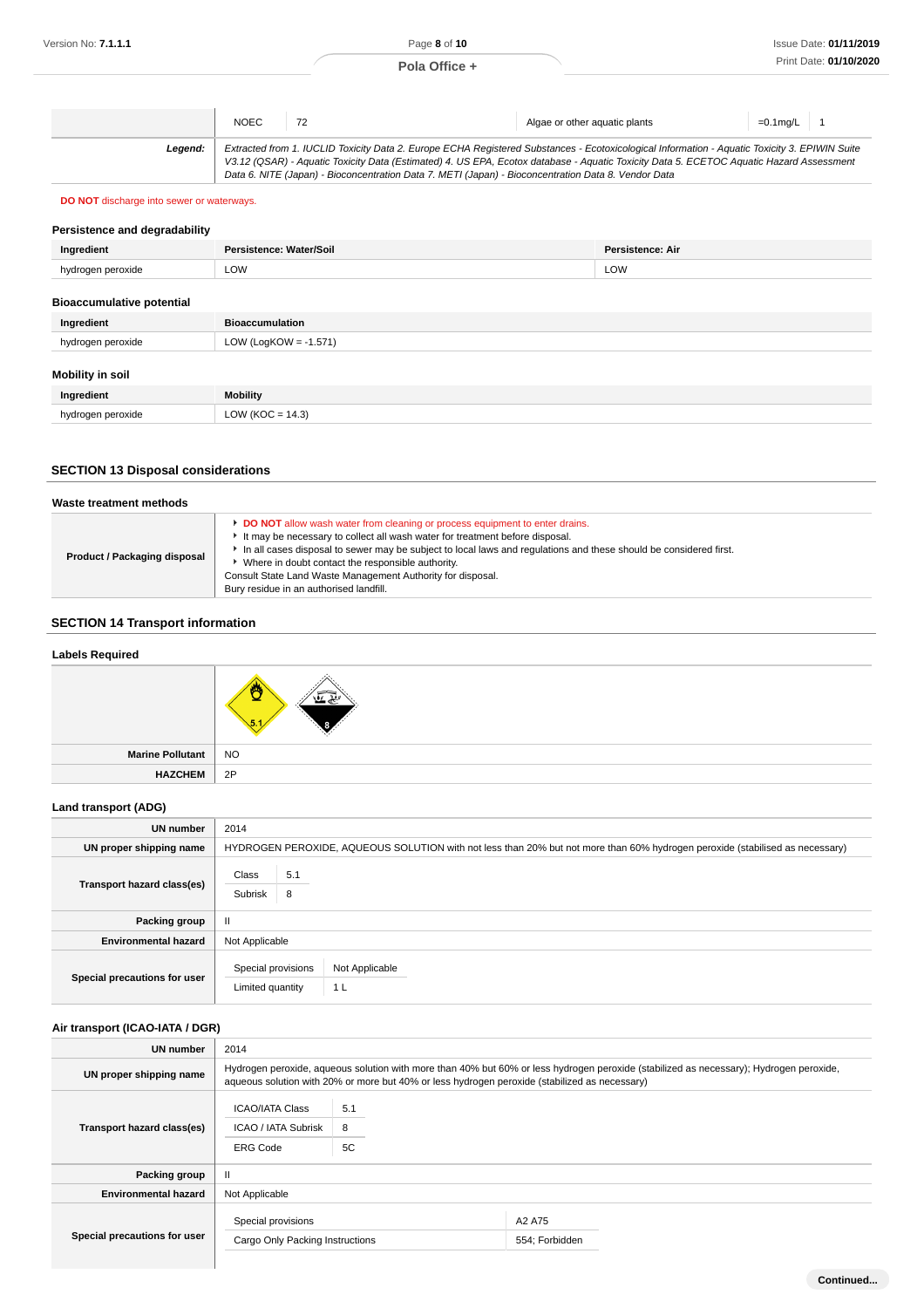| | | | | | |
|---|---|---|---|---|---|
| | NOEC | 72 | Algae or other aquatic plants | =0.1mg/L | 1 |
| ***Legend:*** | *Extracted from 1. IUCLID Toxicity Data 2. Europe ECHA Registered Substances - Ecotoxicological Information - Aquatic Toxicity 3. EPIWIN Suite V3.12 (QSAR) - Aquatic Toxicity Data (Estimated) 4. US EPA, Ecotox database - Aquatic Toxicity Data 5. ECETOC Aquatic Hazard Assessment Data 6. NITE (Japan) - Bioconcentration Data 7. METI (Japan) - Bioconcentration Data 8. Vendor Data* | | | | |

**DO NOT** discharge into sewer or waterways.

### Persistence and degradability

| Ingredient | Persistence: Water/Soil | Persistence: Air |
|---|---|---|
| hydrogen peroxide | LOW | LOW |

### Bioaccumulative potential

| Ingredient | Bioaccumulation |
|---|---|
| hydrogen peroxide | LOW (LogKOW = -1.571) |

### Mobility in soil

| Ingredient | Mobility |
|---|---|
| hydrogen peroxide | LOW (KOC = 14.3) |

## SECTION 13 Disposal considerations

### Waste treatment methods

| | |
|---|---|
| **Product / Packaging disposal** | ▸ **DO NOT** allow wash water from cleaning or process equipment to enter drains.<br>▸ It may be necessary to collect all wash water for treatment before disposal.<br>▸ In all cases disposal to sewer may be subject to local laws and regulations and these should be considered first.<br>▸ Where in doubt contact the responsible authority.<br>Consult State Land Waste Management Authority for disposal.<br>Bury residue in an authorised landfill. |

## SECTION 14 Transport information

### Labels Required

| | |
|---|---|
| | 5.1 8 |
| **Marine Pollutant** | NO |
| **HAZCHEM** | 2P |

### Land transport (ADG)

| | |
|---|---|
| **UN number** | 2014 |
| **UN proper shipping name** | HYDROGEN PEROXIDE, AQUEOUS SOLUTION with not less than 20% but not more than 60% hydrogen peroxide (stabilised as necessary) |
| **Transport hazard class(es)** | Class: 5.1<br>Subrisk: 8 |
| **Packing group** | II |
| **Environmental hazard** | Not Applicable |
| **Special precautions for user** | Special provisions: Not Applicable<br>Limited quantity: 1 L |

### Air transport (ICAO-IATA / DGR)

| | |
|---|---|
| **UN number** | 2014 |
| **UN proper shipping name** | Hydrogen peroxide, aqueous solution with more than 40% but 60% or less hydrogen peroxide (stabilized as necessary); Hydrogen peroxide, aqueous solution with 20% or more but 40% or less hydrogen peroxide (stabilized as necessary) |
| **Transport hazard class(es)** | ICAO/IATA Class: 5.1<br>ICAO / IATA Subrisk: 8<br>ERG Code: 5C |
| **Packing group** | II |
| **Environmental hazard** | Not Applicable |
| **Special precautions for user** | Special provisions: A2 A75<br>Cargo Only Packing Instructions: 554; Forbidden |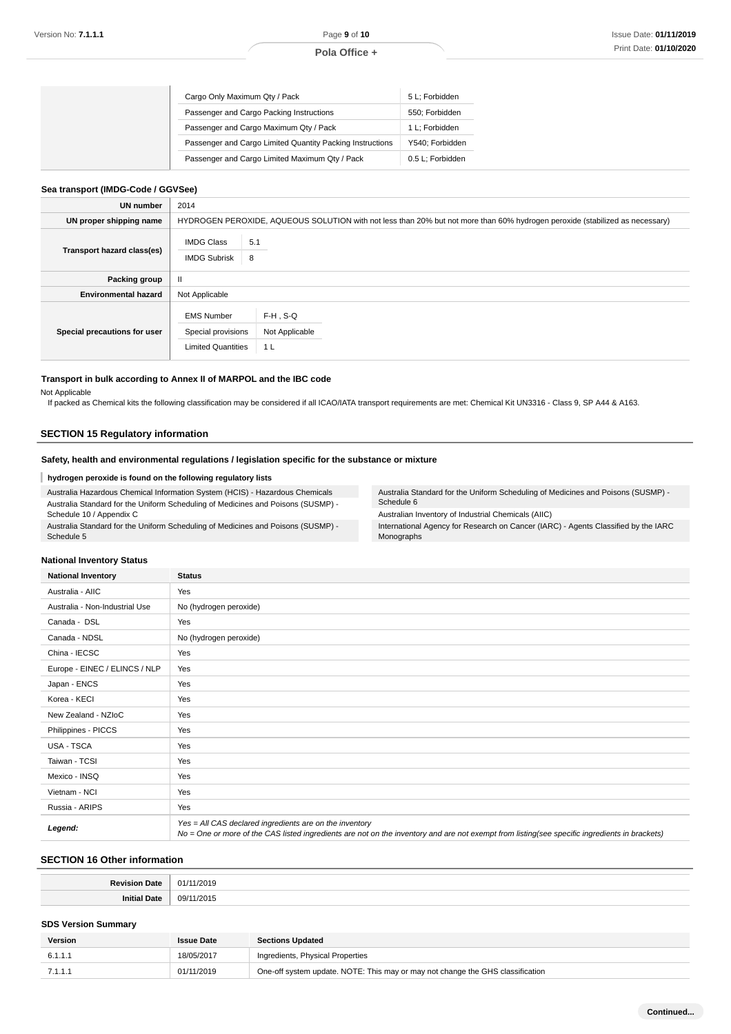| | | |
|---|---|---|
| | Cargo Only Maximum Qty / Pack | 5 L; Forbidden |
| | Passenger and Cargo Packing Instructions | 550; Forbidden |
| | Passenger and Cargo Maximum Qty / Pack | 1 L; Forbidden |
| | Passenger and Cargo Limited Quantity Packing Instructions | Y540; Forbidden |
| | Passenger and Cargo Limited Maximum Qty / Pack | 0.5 L; Forbidden |

### Sea transport (IMDG-Code / GGVSee)

| | |
|---|---|
| **UN number** | 2014 |
| **UN proper shipping name** | HYDROGEN PEROXIDE, AQUEOUS SOLUTION with not less than 20% but not more than 60% hydrogen peroxide (stabilized as necessary) |
| **Transport hazard class(es)** | IMDG Class: 5.1<br>IMDG Subrisk: 8 |
| **Packing group** | II |
| **Environmental hazard** | Not Applicable |
| **Special precautions for user** | EMS Number: F-H , S-Q<br>Special provisions: Not Applicable<br>Limited Quantities: 1 L |

### Transport in bulk according to Annex II of MARPOL and the IBC code

Not Applicable

If packed as Chemical kits the following classification may be considered if all ICAO/IATA transport requirements are met: Chemical Kit UN3316 - Class 9, SP A44 & A163.

## SECTION 15 Regulatory information

### Safety, health and environmental regulations / legislation specific for the substance or mixture

**hydrogen peroxide is found on the following regulatory lists**

- Australia Hazardous Chemical Information System (HCIS) - Hazardous Chemicals
- Australia Standard for the Uniform Scheduling of Medicines and Poisons (SUSMP) - Schedule 10 / Appendix C
- Australia Standard for the Uniform Scheduling of Medicines and Poisons (SUSMP) - Schedule 5
- Australia Standard for the Uniform Scheduling of Medicines and Poisons (SUSMP) - Schedule 6
- Australian Inventory of Industrial Chemicals (AIIC)
- International Agency for Research on Cancer (IARC) - Agents Classified by the IARC Monographs

### National Inventory Status

| National Inventory | Status |
|---|---|
| Australia - AIIC | Yes |
| Australia - Non-Industrial Use | No (hydrogen peroxide) |
| Canada - DSL | Yes |
| Canada - NDSL | No (hydrogen peroxide) |
| China - IECSC | Yes |
| Europe - EINEC / ELINCS / NLP | Yes |
| Japan - ENCS | Yes |
| Korea - KECI | Yes |
| New Zealand - NZIoC | Yes |
| Philippines - PICCS | Yes |
| USA - TSCA | Yes |
| Taiwan - TCSI | Yes |
| Mexico - INSQ | Yes |
| Vietnam - NCI | Yes |
| Russia - ARIPS | Yes |
| ***Legend:*** | *Yes = All CAS declared ingredients are on the inventory*<br>*No = One or more of the CAS listed ingredients are not on the inventory and are not exempt from listing(see specific ingredients in brackets)* |

## SECTION 16 Other information

| | |
|---|---|
| **Revision Date** | 01/11/2019 |
| **Initial Date** | 09/11/2015 |

### SDS Version Summary

| Version | Issue Date | Sections Updated |
|---|---|---|
| 6.1.1.1 | 18/05/2017 | Ingredients, Physical Properties |
| 7.1.1.1 | 01/11/2019 | One-off system update. NOTE: This may or may not change the GHS classification |

**Continued...**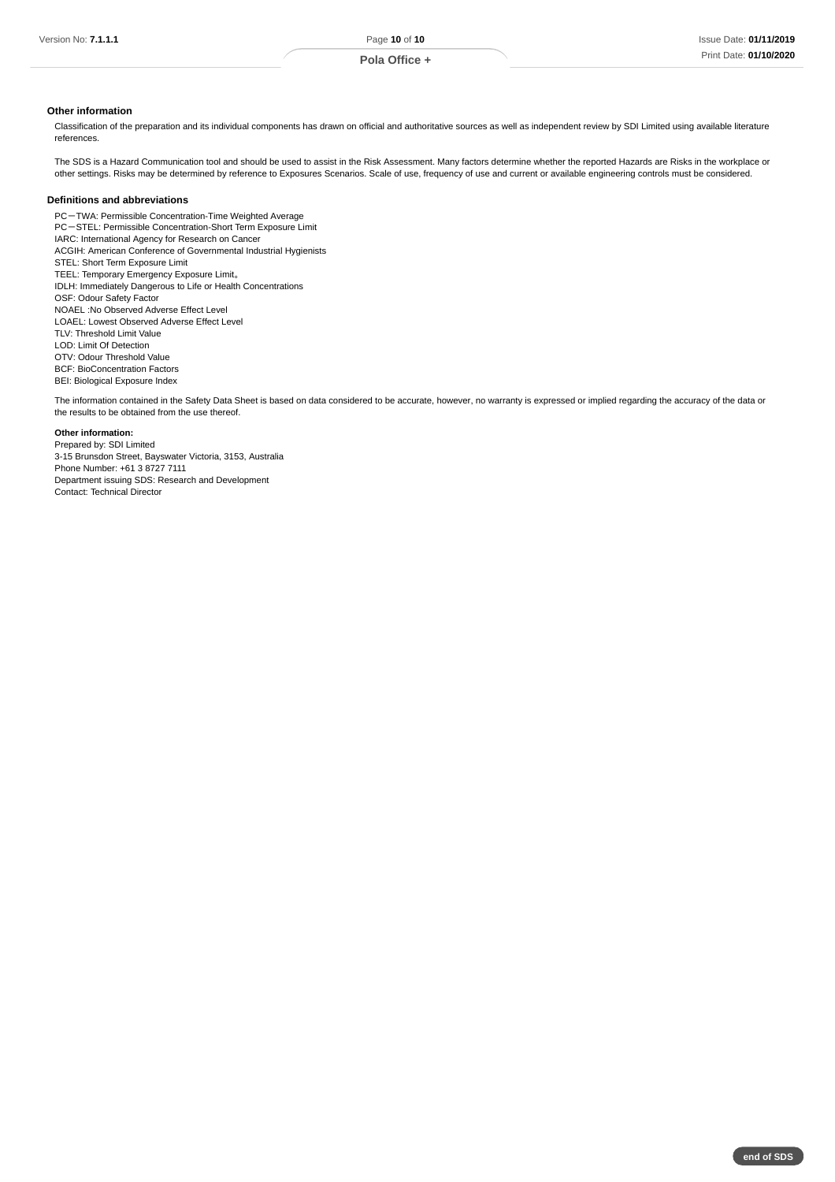### Other information

Classification of the preparation and its individual components has drawn on official and authoritative sources as well as independent review by SDI Limited using available literature references.

The SDS is a Hazard Communication tool and should be used to assist in the Risk Assessment. Many factors determine whether the reported Hazards are Risks in the workplace or other settings. Risks may be determined by reference to Exposures Scenarios. Scale of use, frequency of use and current or available engineering controls must be considered.

### Definitions and abbreviations

PC－TWA: Permissible Concentration-Time Weighted Average
PC－STEL: Permissible Concentration-Short Term Exposure Limit
IARC: International Agency for Research on Cancer
ACGIH: American Conference of Governmental Industrial Hygienists
STEL: Short Term Exposure Limit
TEEL: Temporary Emergency Exposure Limit。
IDLH: Immediately Dangerous to Life or Health Concentrations
OSF: Odour Safety Factor
NOAEL :No Observed Adverse Effect Level
LOAEL: Lowest Observed Adverse Effect Level
TLV: Threshold Limit Value
LOD: Limit Of Detection
OTV: Odour Threshold Value
BCF: BioConcentration Factors
BEI: Biological Exposure Index

The information contained in the Safety Data Sheet is based on data considered to be accurate, however, no warranty is expressed or implied regarding the accuracy of the data or the results to be obtained from the use thereof.

**Other information:**
Prepared by: SDI Limited
3-15 Brunsdon Street, Bayswater Victoria, 3153, Australia
Phone Number: +61 3 8727 7111
Department issuing SDS: Research and Development
Contact: Technical Director

**end of SDS**